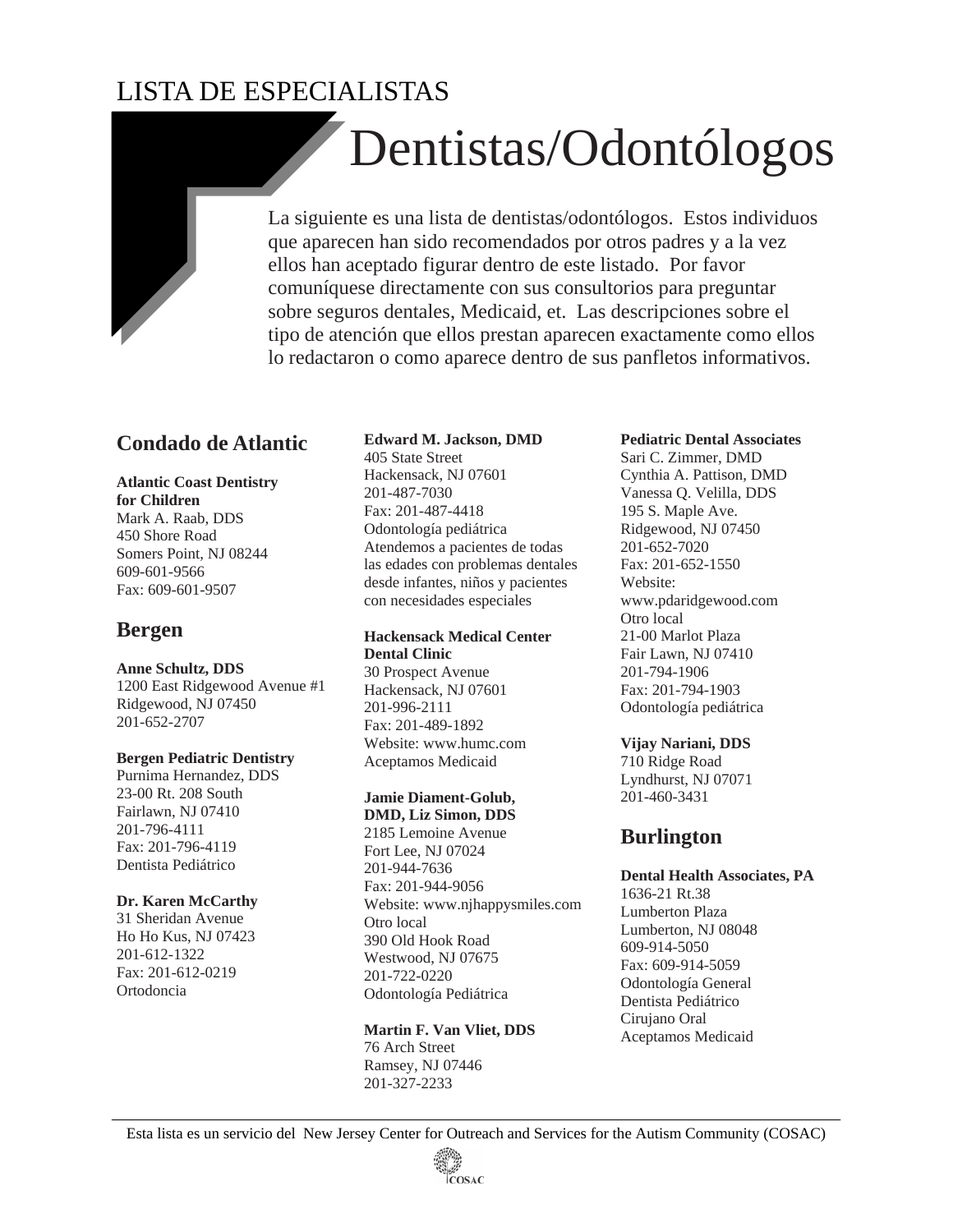LISTA DE ESPECIALISTAS

# Dentistas/Odontólogos

La siguiente es una lista de dentistas/odontólogos. Estos individuos que aparecen han sido recomendados por otros padres y a la vez ellos han aceptado figurar dentro de este listado. Por favor comuníquese directamente con sus consultorios para preguntar sobre seguros dentales, Medicaid, et. Las descripciones sobre el tipo de atención que ellos prestan aparecen exactamente como ellos lo redactaron o como aparece dentro de sus panfletos informativos.

## Condado de Atlantic

**Atlantic Coast Dentistry for Children**
Mark A. Raab, DDS
450 Shore Road
Somers Point, NJ 08244
609-601-9566
Fax: 609-601-9507

## Bergen

**Anne Schultz, DDS**
1200 East Ridgewood Avenue #1
Ridgewood, NJ 07450
201-652-2707

**Bergen Pediatric Dentistry**
Purnima Hernandez, DDS
23-00 Rt. 208 South
Fairlawn, NJ 07410
201-796-4111
Fax: 201-796-4119
Dentista Pediátrico

**Dr. Karen McCarthy**
31 Sheridan Avenue
Ho Ho Kus, NJ 07423
201-612-1322
Fax: 201-612-0219
Ortodoncia

**Edward M. Jackson, DMD**
405 State Street
Hackensack, NJ 07601
201-487-7030
Fax: 201-487-4418
Odontología pediátrica
Atendemos a pacientes de todas las edades con problemas dentales desde infantes, niños y pacientes con necesidades especiales

**Hackensack Medical Center Dental Clinic**
30 Prospect Avenue
Hackensack, NJ 07601
201-996-2111
Fax: 201-489-1892
Website: www.humc.com
Aceptamos Medicaid

**Jamie Diament-Golub, DMD, Liz Simon, DDS**
2185 Lemoine Avenue
Fort Lee, NJ 07024
201-944-7636
Fax: 201-944-9056
Website: www.njhappysmiles.com
Otro local
390 Old Hook Road
Westwood, NJ 07675
201-722-0220
Odontología Pediátrica

**Martin F. Van Vliet, DDS**
76 Arch Street
Ramsey, NJ 07446
201-327-2233

**Pediatric Dental Associates**
Sari C. Zimmer, DMD
Cynthia A. Pattison, DMD
Vanessa Q. Velilla, DDS
195 S. Maple Ave.
Ridgewood, NJ 07450
201-652-7020
Fax: 201-652-1550
Website:
www.pdaridgewood.com
Otro local
21-00 Marlot Plaza
Fair Lawn, NJ 07410
201-794-1906
Fax: 201-794-1903
Odontología pediátrica

**Vijay Nariani, DDS**
710 Ridge Road
Lyndhurst, NJ 07071
201-460-3431

## Burlington

**Dental Health Associates, PA**
1636-21 Rt.38
Lumberton Plaza
Lumberton, NJ 08048
609-914-5050
Fax: 609-914-5059
Odontología General
Dentista Pediátrico
Cirujano Oral
Aceptamos Medicaid

Esta lista es un servicio del New Jersey Center for Outreach and Services for the Autism Community (COSAC)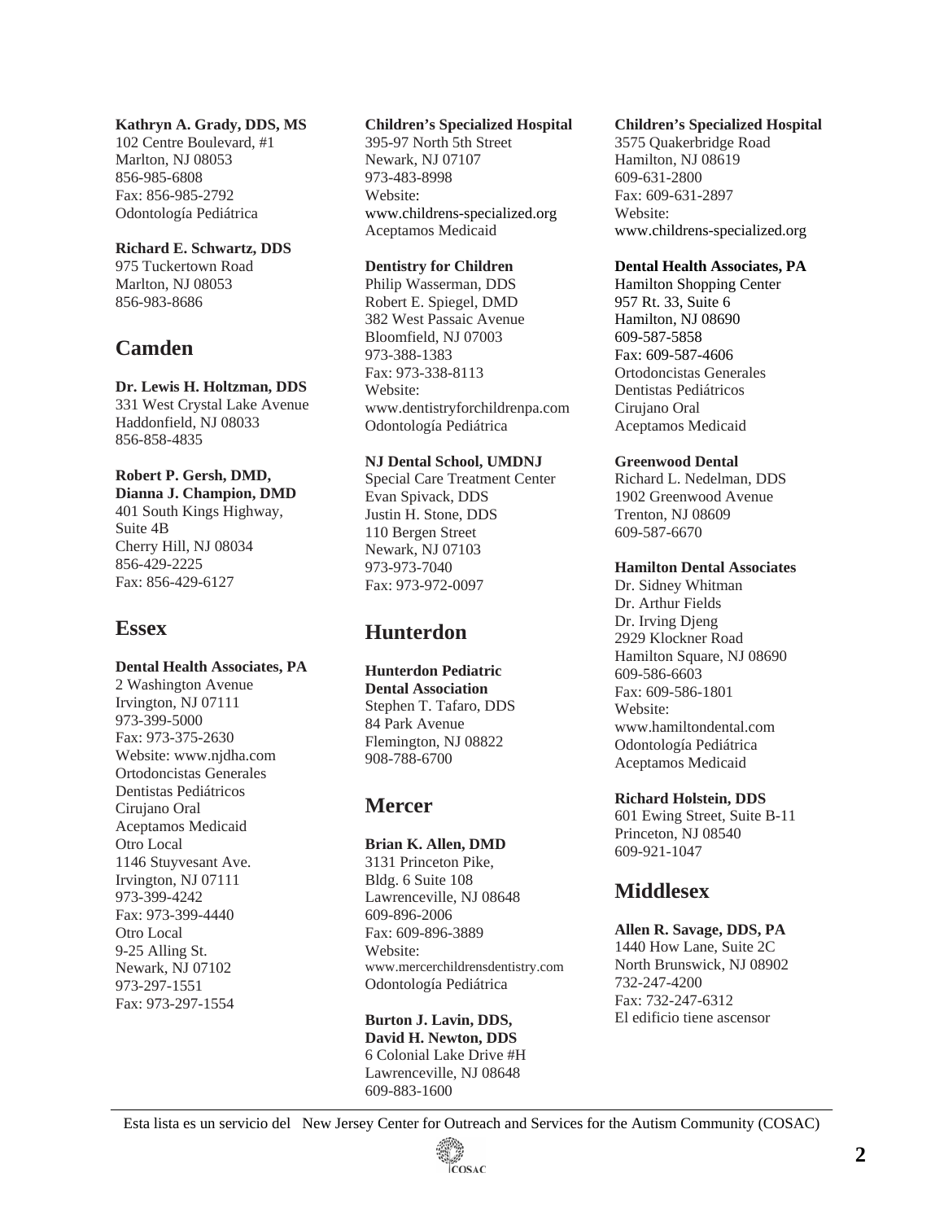**Kathryn A. Grady, DDS, MS**
102 Centre Boulevard, #1
Marlton, NJ 08053
856-985-6808
Fax: 856-985-2792
Odontología Pediátrica

**Richard E. Schwartz, DDS**
975 Tuckertown Road
Marlton, NJ 08053
856-983-8686

## Camden

**Dr. Lewis H. Holtzman, DDS**
331 West Crystal Lake Avenue
Haddonfield, NJ 08033
856-858-4835

**Robert P. Gersh, DMD,**
**Dianna J. Champion, DMD**
401 South Kings Highway,
Suite 4B
Cherry Hill, NJ 08034
856-429-2225
Fax: 856-429-6127

## Essex

**Dental Health Associates, PA**
2 Washington Avenue
Irvington, NJ 07111
973-399-5000
Fax: 973-375-2630
Website: www.njdha.com
Ortodoncistas Generales
Dentistas Pediátricos
Cirujano Oral
Aceptamos Medicaid
Otro Local
1146 Stuyvesant Ave.
Irvington, NJ 07111
973-399-4242
Fax: 973-399-4440
Otro Local
9-25 Alling St.
Newark, NJ 07102
973-297-1551
Fax: 973-297-1554

**Children's Specialized Hospital**
395-97 North 5th Street
Newark, NJ 07107
973-483-8998
Website:
www.childrens-specialized.org
Aceptamos Medicaid

**Dentistry for Children**
Philip Wasserman, DDS
Robert E. Spiegel, DMD
382 West Passaic Avenue
Bloomfield, NJ 07003
973-388-1383
Fax: 973-338-8113
Website:
www.dentistryforchildrenpa.com
Odontología Pediátrica

**NJ Dental School, UMDNJ**
Special Care Treatment Center
Evan Spivack, DDS
Justin H. Stone, DDS
110 Bergen Street
Newark, NJ 07103
973-973-7040
Fax: 973-972-0097

## Hunterdon

**Hunterdon Pediatric**
**Dental Association**
Stephen T. Tafaro, DDS
84 Park Avenue
Flemington, NJ 08822
908-788-6700

## Mercer

**Brian K. Allen, DMD**
3131 Princeton Pike,
Bldg. 6 Suite 108
Lawrenceville, NJ 08648
609-896-2006
Fax: 609-896-3889
Website:
www.mercerchildrensdentistry.com
Odontología Pediátrica

**Burton J. Lavin, DDS,**
**David H. Newton, DDS**
6 Colonial Lake Drive #H
Lawrenceville, NJ 08648
609-883-1600

**Children's Specialized Hospital**
3575 Quakerbridge Road
Hamilton, NJ 08619
609-631-2800
Fax: 609-631-2897
Website:
www.childrens-specialized.org

**Dental Health Associates, PA**
Hamilton Shopping Center
957 Rt. 33, Suite 6
Hamilton, NJ 08690
609-587-5858
Fax: 609-587-4606
Ortodoncistas Generales
Dentistas Pediátricos
Cirujano Oral
Aceptamos Medicaid

**Greenwood Dental**
Richard L. Nedelman, DDS
1902 Greenwood Avenue
Trenton, NJ 08609
609-587-6670

**Hamilton Dental Associates**
Dr. Sidney Whitman
Dr. Arthur Fields
Dr. Irving Djeng
2929 Klockner Road
Hamilton Square, NJ 08690
609-586-6603
Fax: 609-586-1801
Website:
www.hamiltondental.com
Odontología Pediátrica
Aceptamos Medicaid

**Richard Holstein, DDS**
601 Ewing Street, Suite B-11
Princeton, NJ 08540
609-921-1047

## Middlesex

**Allen R. Savage, DDS, PA**
1440 How Lane, Suite 2C
North Brunswick, NJ 08902
732-247-4200
Fax: 732-247-6312
El edificio tiene ascensor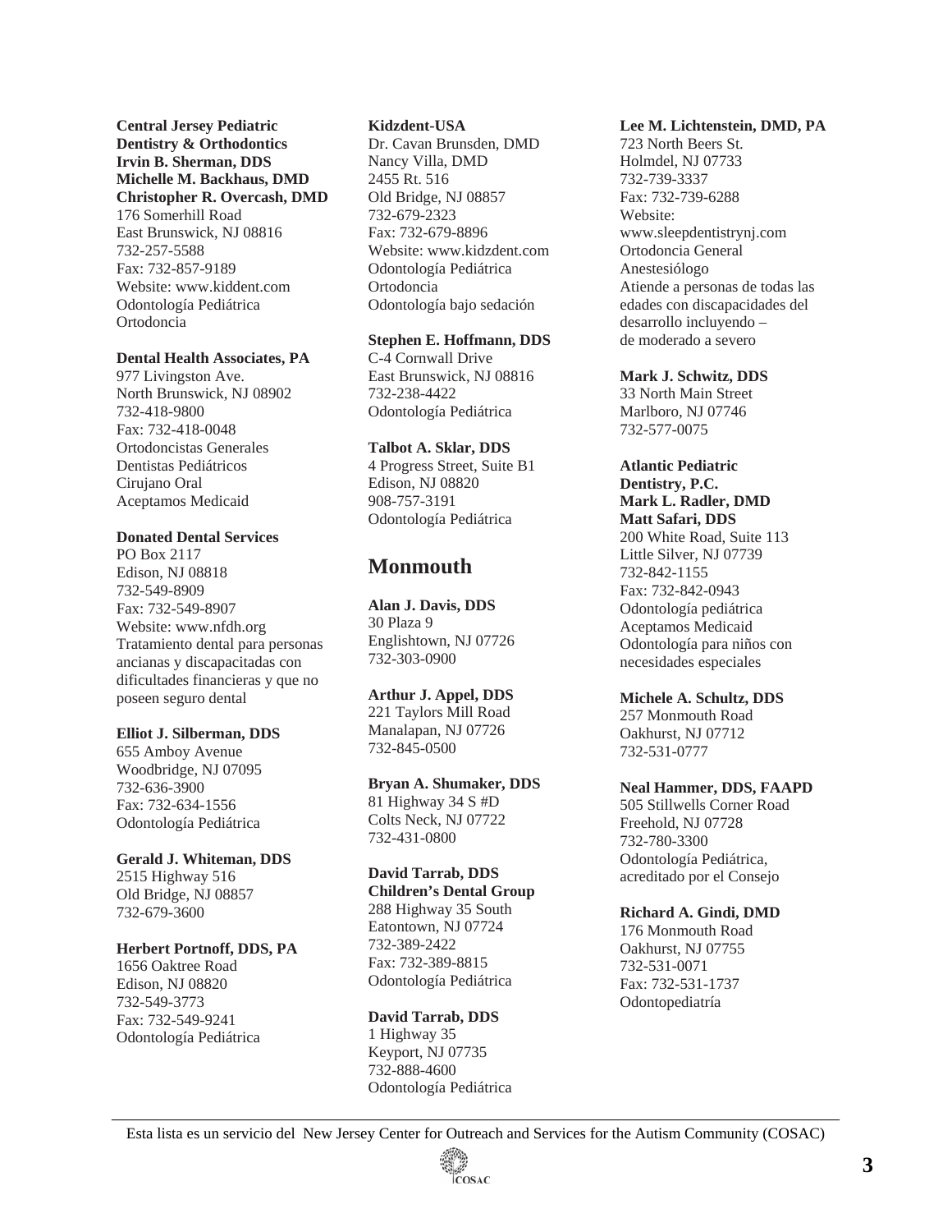**Central Jersey Pediatric Dentistry & Orthodontics**
**Irvin B. Sherman, DDS**
**Michelle M. Backhaus, DMD**
**Christopher R. Overcash, DMD**
176 Somerhill Road
East Brunswick, NJ 08816
732-257-5588
Fax: 732-857-9189
Website: www.kiddent.com
Odontología Pediátrica
Ortodoncia

**Dental Health Associates, PA**
977 Livingston Ave.
North Brunswick, NJ 08902
732-418-9800
Fax: 732-418-0048
Ortodoncistas Generales
Dentistas Pediátricos
Cirujano Oral
Aceptamos Medicaid

**Donated Dental Services**
PO Box 2117
Edison, NJ 08818
732-549-8909
Fax: 732-549-8907
Website: www.nfdh.org
Tratamiento dental para personas ancianas y discapacitadas con dificultades financieras y que no poseen seguro dental

**Elliot J. Silberman, DDS**
655 Amboy Avenue
Woodbridge, NJ 07095
732-636-3900
Fax: 732-634-1556
Odontología Pediátrica

**Gerald J. Whiteman, DDS**
2515 Highway 516
Old Bridge, NJ 08857
732-679-3600

**Herbert Portnoff, DDS, PA**
1656 Oaktree Road
Edison, NJ 08820
732-549-3773
Fax: 732-549-9241
Odontología Pediátrica

**Kidzdent-USA**
Dr. Cavan Brunsden, DMD
Nancy Villa, DMD
2455 Rt. 516
Old Bridge, NJ 08857
732-679-2323
Fax: 732-679-8896
Website: www.kidzdent.com
Odontología Pediátrica
Ortodoncia
Odontología bajo sedación

**Stephen E. Hoffmann, DDS**
C-4 Cornwall Drive
East Brunswick, NJ 08816
732-238-4422
Odontología Pediátrica

**Talbot A. Sklar, DDS**
4 Progress Street, Suite B1
Edison, NJ 08820
908-757-3191
Odontología Pediátrica

## Monmouth

**Alan J. Davis, DDS**
30 Plaza 9
Englishtown, NJ 07726
732-303-0900

**Arthur J. Appel, DDS**
221 Taylors Mill Road
Manalapan, NJ 07726
732-845-0500

**Bryan A. Shumaker, DDS**
81 Highway 34 S #D
Colts Neck, NJ 07722
732-431-0800

**David Tarrab, DDS**
**Children's Dental Group**
288 Highway 35 South
Eatontown, NJ 07724
732-389-2422
Fax: 732-389-8815
Odontología Pediátrica

**David Tarrab, DDS**
1 Highway 35
Keyport, NJ 07735
732-888-4600
Odontología Pediátrica

**Lee M. Lichtenstein, DMD, PA**
723 North Beers St.
Holmdel, NJ 07733
732-739-3337
Fax: 732-739-6288
Website:
www.sleepdentistrynj.com
Ortodoncia General
Anestesiólogo
Atiende a personas de todas las edades con discapacidades del desarrollo incluyendo – de moderado a severo

**Mark J. Schwitz, DDS**
33 North Main Street
Marlboro, NJ 07746
732-577-0075

**Atlantic Pediatric Dentistry, P.C.**
**Mark L. Radler, DMD**
**Matt Safari, DDS**
200 White Road, Suite 113
Little Silver, NJ 07739
732-842-1155
Fax: 732-842-0943
Odontología pediátrica
Aceptamos Medicaid
Odontología para niños con necesidades especiales

**Michele A. Schultz, DDS**
257 Monmouth Road
Oakhurst, NJ 07712
732-531-0777

**Neal Hammer, DDS, FAAPD**
505 Stillwells Corner Road
Freehold, NJ 07728
732-780-3300
Odontología Pediátrica, acreditado por el Consejo

**Richard A. Gindi, DMD**
176 Monmouth Road
Oakhurst, NJ 07755
732-531-0071
Fax: 732-531-1737
Odontopediatría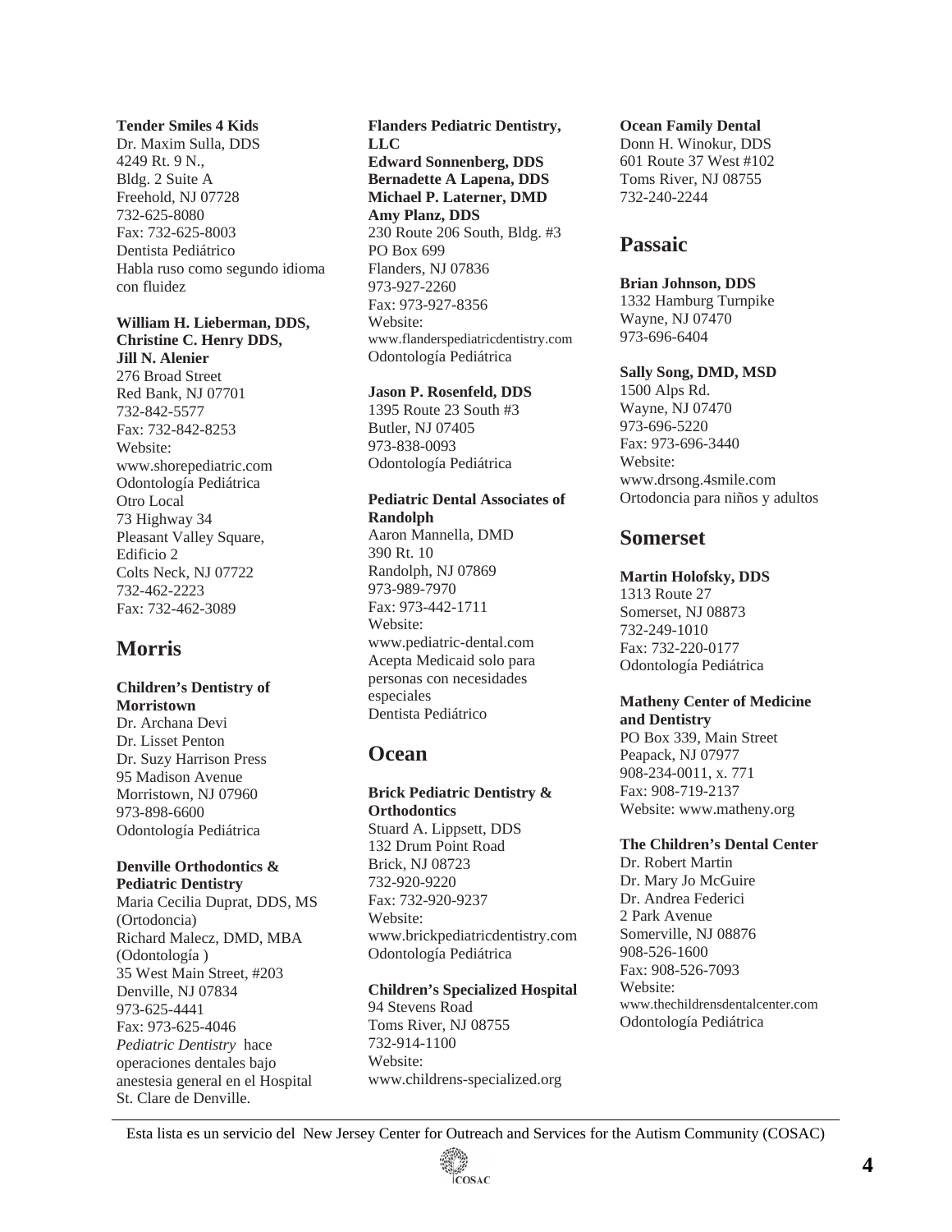**Tender Smiles 4 Kids**
Dr. Maxim Sulla, DDS
4249 Rt. 9 N.,
Bldg. 2 Suite A
Freehold, NJ 07728
732-625-8080
Fax: 732-625-8003
Dentista Pediátrico
Habla ruso como segundo idioma con fluidez

**William H. Lieberman, DDS,**
**Christine C. Henry DDS,**
**Jill N. Alenier**
276 Broad Street
Red Bank, NJ 07701
732-842-5577
Fax: 732-842-8253
Website:
www.shorepediatric.com
Odontología Pediátrica
Otro Local
73 Highway 34
Pleasant Valley Square,
Edificio 2
Colts Neck, NJ 07722
732-462-2223
Fax: 732-462-3089

## Morris

**Children's Dentistry of Morristown**
Dr. Archana Devi
Dr. Lisset Penton
Dr. Suzy Harrison Press
95 Madison Avenue
Morristown, NJ 07960
973-898-6600
Odontología Pediátrica

**Denville Orthodontics & Pediatric Dentistry**
Maria Cecilia Duprat, DDS, MS
(Ortodoncia)
Richard Malecz, DMD, MBA
(Odontología )
35 West Main Street, #203
Denville, NJ 07834
973-625-4441
Fax: 973-625-4046
*Pediatric Dentistry* hace operaciones dentales bajo anestesia general en el Hospital St. Clare de Denville.

**Flanders Pediatric Dentistry, LLC**
**Edward Sonnenberg, DDS**
**Bernadette A Lapena, DDS**
**Michael P. Laterner, DMD**
**Amy Planz, DDS**
230 Route 206 South, Bldg. #3
PO Box 699
Flanders, NJ 07836
973-927-2260
Fax: 973-927-8356
Website:
www.flanderspediatricdentistry.com
Odontología Pediátrica

**Jason P. Rosenfeld, DDS**
1395 Route 23 South #3
Butler, NJ 07405
973-838-0093
Odontología Pediátrica

**Pediatric Dental Associates of Randolph**
Aaron Mannella, DMD
390 Rt. 10
Randolph, NJ 07869
973-989-7970
Fax: 973-442-1711
Website:
www.pediatric-dental.com
Acepta Medicaid solo para personas con necesidades especiales
Dentista Pediátrico

## Ocean

**Brick Pediatric Dentistry & Orthodontics**
Stuard A. Lippsett, DDS
132 Drum Point Road
Brick, NJ 08723
732-920-9220
Fax: 732-920-9237
Website:
www.brickpediatricdentistry.com
Odontología Pediátrica

**Children's Specialized Hospital**
94 Stevens Road
Toms River, NJ 08755
732-914-1100
Website:
www.childrens-specialized.org

**Ocean Family Dental**
Donn H. Winokur, DDS
601 Route 37 West #102
Toms River, NJ 08755
732-240-2244

## Passaic

**Brian Johnson, DDS**
1332 Hamburg Turnpike
Wayne, NJ 07470
973-696-6404

**Sally Song, DMD, MSD**
1500 Alps Rd.
Wayne, NJ 07470
973-696-5220
Fax: 973-696-3440
Website:
www.drsong.4smile.com
Ortodoncia para niños y adultos

## Somerset

**Martin Holofsky, DDS**
1313 Route 27
Somerset, NJ 08873
732-249-1010
Fax: 732-220-0177
Odontología Pediátrica

**Matheny Center of Medicine and Dentistry**
PO Box 339, Main Street
Peapack, NJ 07977
908-234-0011, x. 771
Fax: 908-719-2137
Website: www.matheny.org

**The Children's Dental Center**
Dr. Robert Martin
Dr. Mary Jo McGuire
Dr. Andrea Federici
2 Park Avenue
Somerville, NJ 08876
908-526-1600
Fax: 908-526-7093
Website:
www.thechildrensdentalcenter.com
Odontología Pediátrica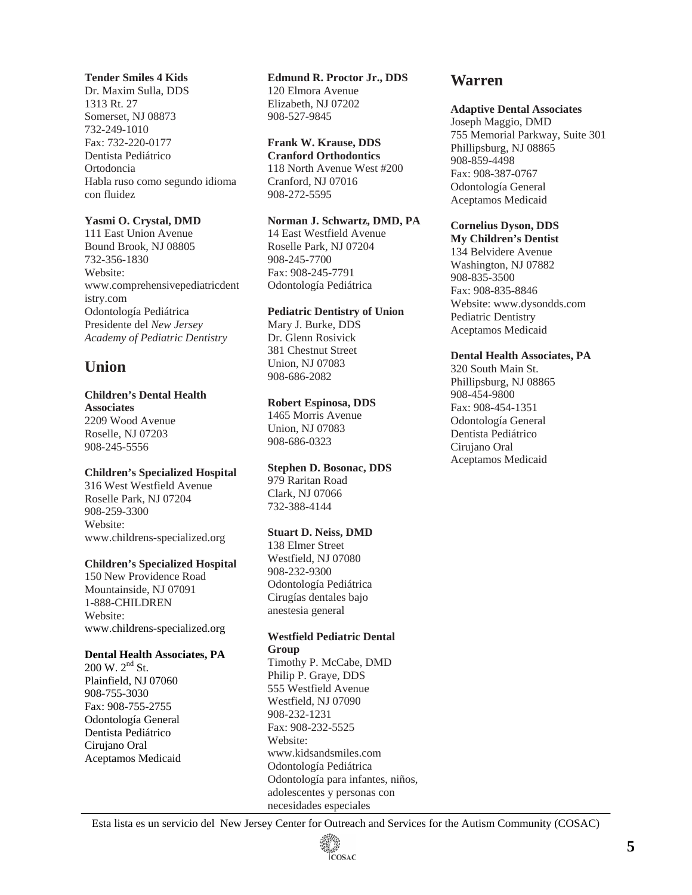**Tender Smiles 4 Kids**
Dr. Maxim Sulla, DDS
1313 Rt. 27
Somerset, NJ 08873
732-249-1010
Fax: 732-220-0177
Dentista Pediátrico
Ortodoncia
Habla ruso como segundo idioma con fluidez

**Yasmi O. Crystal, DMD**
111 East Union Avenue
Bound Brook, NJ 08805
732-356-1830
Website: www.comprehensivepediatricdentistry.com
Odontología Pediátrica
Presidente del *New Jersey Academy of Pediatric Dentistry*

## Union

**Children's Dental Health Associates**
2209 Wood Avenue
Roselle, NJ 07203
908-245-5556

**Children's Specialized Hospital**
316 West Westfield Avenue
Roselle Park, NJ 07204
908-259-3300
Website: www.childrens-specialized.org

**Children's Specialized Hospital**
150 New Providence Road
Mountainside, NJ 07091
1-888-CHILDREN
Website: www.childrens-specialized.org

**Dental Health Associates, PA**
200 W. 2nd St.
Plainfield, NJ 07060
908-755-3030
Fax: 908-755-2755
Odontología General
Dentista Pediátrico
Cirujano Oral
Aceptamos Medicaid

**Edmund R. Proctor Jr., DDS**
120 Elmora Avenue
Elizabeth, NJ 07202
908-527-9845

**Frank W. Krause, DDS**
**Cranford Orthodontics**
118 North Avenue West #200
Cranford, NJ 07016
908-272-5595

**Norman J. Schwartz, DMD, PA**
14 East Westfield Avenue
Roselle Park, NJ 07204
908-245-7700
Fax: 908-245-7791
Odontología Pediátrica

**Pediatric Dentistry of Union**
Mary J. Burke, DDS
Dr. Glenn Rosivick
381 Chestnut Street
Union, NJ 07083
908-686-2082

**Robert Espinosa, DDS**
1465 Morris Avenue
Union, NJ 07083
908-686-0323

**Stephen D. Bosonac, DDS**
979 Raritan Road
Clark, NJ 07066
732-388-4144

**Stuart D. Neiss, DMD**
138 Elmer Street
Westfield, NJ 07080
908-232-9300
Odontología Pediátrica
Cirugías dentales bajo anestesia general

**Westfield Pediatric Dental Group**
Timothy P. McCabe, DMD
Philip P. Graye, DDS
555 Westfield Avenue
Westfield, NJ 07090
908-232-1231
Fax: 908-232-5525
Website: www.kidsandsmiles.com
Odontología Pediátrica
Odontología para infantes, niños, adolescentes y personas con necesidades especiales

## Warren

**Adaptive Dental Associates**
Joseph Maggio, DMD
755 Memorial Parkway, Suite 301
Phillipsburg, NJ 08865
908-859-4498
Fax: 908-387-0767
Odontología General
Aceptamos Medicaid

**Cornelius Dyson, DDS**
**My Children's Dentist**
134 Belvidere Avenue
Washington, NJ 07882
908-835-3500
Fax: 908-835-8846
Website: www.dysondds.com
Pediatric Dentistry
Aceptamos Medicaid

**Dental Health Associates, PA**
320 South Main St.
Phillipsburg, NJ 08865
908-454-9800
Fax: 908-454-1351
Odontología General
Dentista Pediátrico
Cirujano Oral
Aceptamos Medicaid

Esta lista es un servicio del New Jersey Center for Outreach and Services for the Autism Community (COSAC)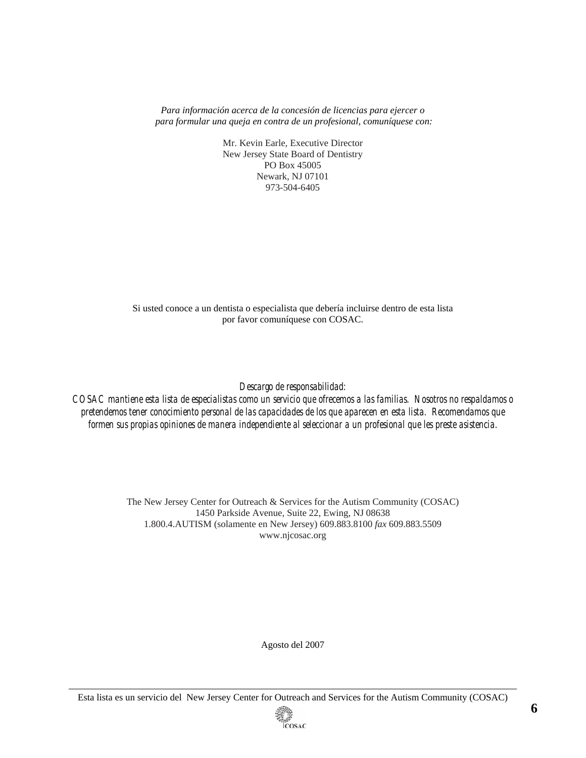*Para información acerca de la concesión de licencias para ejercer o para formular una queja en contra de un profesional, comuníquese con:*

Mr. Kevin Earle, Executive Director
New Jersey State Board of Dentistry
PO Box 45005
Newark, NJ 07101
973-504-6405

Si usted conoce a un dentista o especialista que debería incluirse dentro de esta lista por favor comuníquese con COSAC.

*Descargo de responsabilidad:*
*COSAC mantiene esta lista de especialistas como un servicio que ofrecemos a las familias. Nosotros no respaldamos o pretendemos tener conocimiento personal de las capacidades de los que aparecen en esta lista. Recomendamos que formen sus propias opiniones de manera independiente al seleccionar a un profesional que les preste asistencia.*

The New Jersey Center for Outreach & Services for the Autism Community (COSAC)
1450 Parkside Avenue, Suite 22, Ewing, NJ 08638
1.800.4.AUTISM (solamente en New Jersey) 609.883.8100 *fax* 609.883.5509
www.njcosac.org

Agosto del 2007